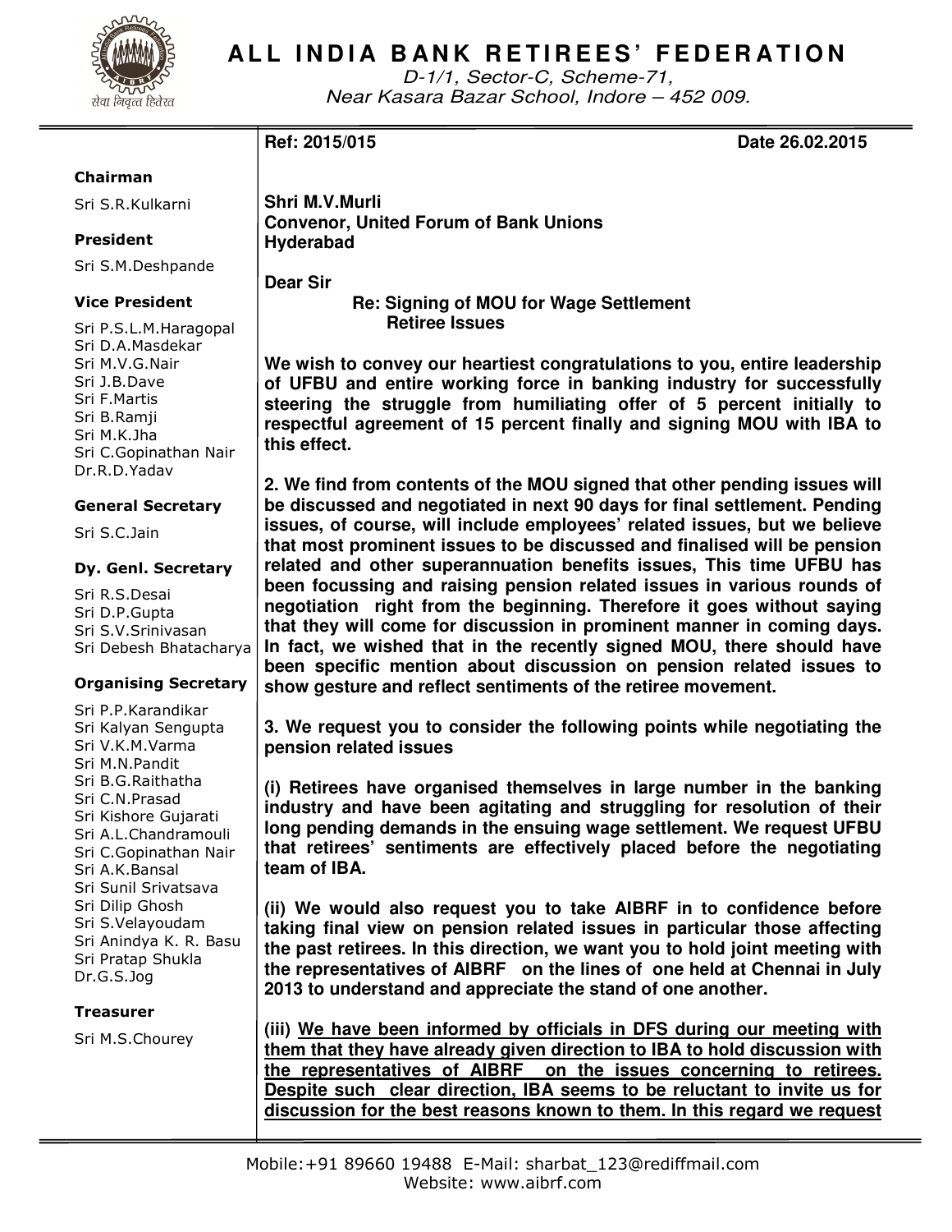# ALL INDIA BANK RETIREES' FEDERATION

D-1/1, Sector-C, Scheme-71,
Near Kasara Bazar School, Indore – 452 009.

**Chairman**
Sri S.R.Kulkarni

**President**
Sri S.M.Deshpande

**Vice President**
Sri P.S.L.M.Haragopal
Sri D.A.Masdekar
Sri M.V.G.Nair
Sri J.B.Dave
Sri F.Martis
Sri B.Ramji
Sri M.K.Jha
Sri C.Gopinathan Nair
Dr.R.D.Yadav

**General Secretary**
Sri S.C.Jain

**Dy. Genl. Secretary**
Sri R.S.Desai
Sri D.P.Gupta
Sri S.V.Srinivasan
Sri Debesh Bhatacharya

**Organising Secretary**
Sri P.P.Karandikar
Sri Kalyan Sengupta
Sri V.K.M.Varma
Sri M.N.Pandit
Sri B.G.Raithatha
Sri C.N.Prasad
Sri Kishore Gujarati
Sri A.L.Chandramouli
Sri C.Gopinathan Nair
Sri A.K.Bansal
Sri Sunil Srivatsava
Sri Dilip Ghosh
Sri S.Velayoudam
Sri Anindya K. R. Basu
Sri Pratap Shukla
Dr.G.S.Jog

**Treasurer**
Sri M.S.Chourey

**Ref: 2015/015** **Date 26.02.2015**

**Shri M.V.Murli**
**Convenor, United Forum of Bank Unions**
**Hyderabad**

**Dear Sir**

**Re: Signing of MOU for Wage Settlement**
**Retiree Issues**

**We wish to convey our heartiest congratulations to you, entire leadership of UFBU and entire working force in banking industry for successfully steering the struggle from humiliating offer of 5 percent initially to respectful agreement of 15 percent finally and signing MOU with IBA to this effect.**

**2. We find from contents of the MOU signed that other pending issues will be discussed and negotiated in next 90 days for final settlement. Pending issues, of course, will include employees' related issues, but we believe that most prominent issues to be discussed and finalised will be pension related and other superannuation benefits issues, This time UFBU has been focussing and raising pension related issues in various rounds of negotiation right from the beginning. Therefore it goes without saying that they will come for discussion in prominent manner in coming days. In fact, we wished that in the recently signed MOU, there should have been specific mention about discussion on pension related issues to show gesture and reflect sentiments of the retiree movement.**

**3. We request you to consider the following points while negotiating the pension related issues**

**(i) Retirees have organised themselves in large number in the banking industry and have been agitating and struggling for resolution of their long pending demands in the ensuing wage settlement. We request UFBU that retirees' sentiments are effectively placed before the negotiating team of IBA.**

**(ii) We would also request you to take AIBRF in to confidence before taking final view on pension related issues in particular those affecting the past retirees. In this direction, we want you to hold joint meeting with the representatives of AIBRF on the lines of one held at Chennai in July 2013 to understand and appreciate the stand of one another.**

**(iii) <u>We have been informed by officials in DFS during our meeting with them that they have already given direction to IBA to hold discussion with the representatives of AIBRF on the issues concerning to retirees. Despite such clear direction, IBA seems to be reluctant to invite us for discussion for the best reasons known to them. In this regard we request</u>**

Mobile:+91 89660 19488 E-Mail: sharbat_123@rediffmail.com
Website: www.aibrf.com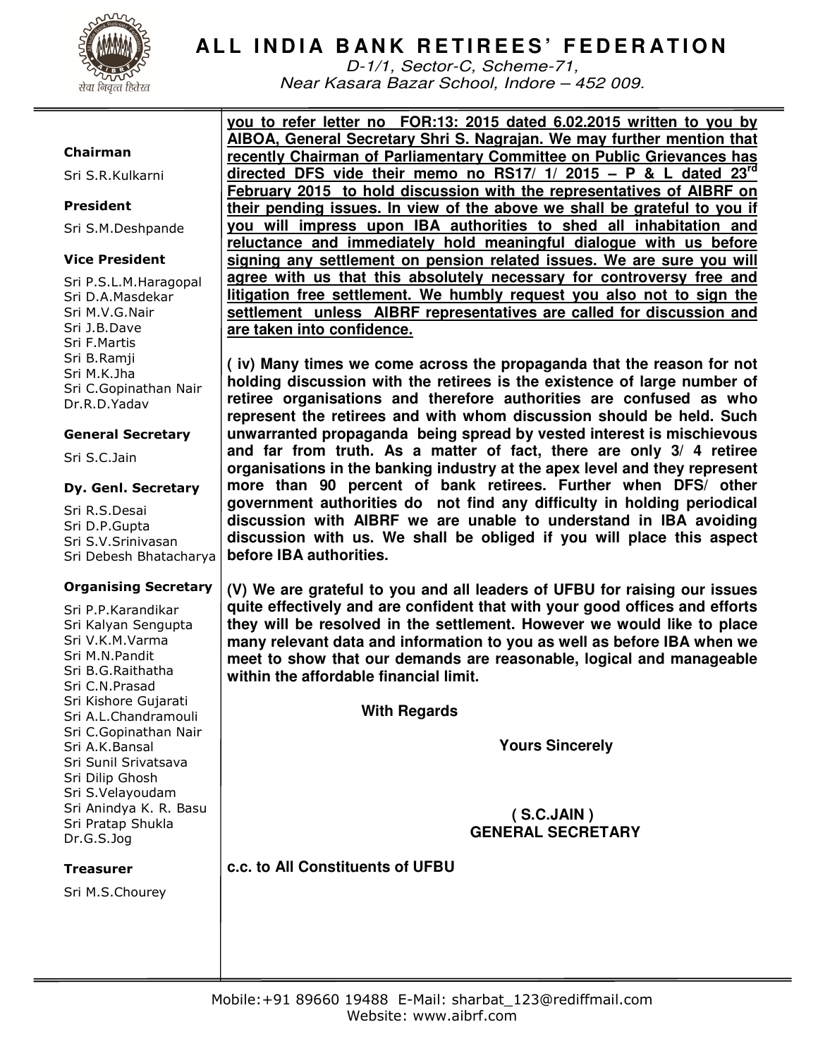# ALL INDIA BANK RETIREES' FEDERATION

D-1/1, Sector-C, Scheme-71,
Near Kasara Bazar School, Indore – 452 009.

**Chairman**
Sri S.R.Kulkarni

**President**
Sri S.M.Deshpande

**Vice President**
Sri P.S.L.M.Haragopal
Sri D.A.Masdekar
Sri M.V.G.Nair
Sri J.B.Dave
Sri F.Martis
Sri B.Ramji
Sri M.K.Jha
Sri C.Gopinathan Nair
Dr.R.D.Yadav

**General Secretary**
Sri S.C.Jain

**Dy. Genl. Secretary**
Sri R.S.Desai
Sri D.P.Gupta
Sri S.V.Srinivasan
Sri Debesh Bhatacharya

**Organising Secretary**
Sri P.P.Karandikar
Sri Kalyan Sengupta
Sri V.K.M.Varma
Sri M.N.Pandit
Sri B.G.Raithatha
Sri C.N.Prasad
Sri Kishore Gujarati
Sri A.L.Chandramouli
Sri C.Gopinathan Nair
Sri A.K.Bansal
Sri Sunil Srivatsava
Sri Dilip Ghosh
Sri S.Velayoudam
Sri Anindya K. R. Basu
Sri Pratap Shukla
Dr.G.S.Jog

**Treasurer**
Sri M.S.Chourey

**you to refer letter no FOR:13: 2015 dated 6.02.2015 written to you by AIBOA, General Secretary Shri S. Nagrajan. We may further mention that recently Chairman of Parliamentary Committee on Public Grievances has directed DFS vide their memo no RS17/ 1/ 2015 – P & L dated 23rd February 2015 to hold discussion with the representatives of AIBRF on their pending issues. In view of the above we shall be grateful to you if you will impress upon IBA authorities to shed all inhabitation and reluctance and immediately hold meaningful dialogue with us before signing any settlement on pension related issues. We are sure you will agree with us that this absolutely necessary for controversy free and litigation free settlement. We humbly request you also not to sign the settlement unless AIBRF representatives are called for discussion and are taken into confidence.**

**( iv) Many times we come across the propaganda that the reason for not holding discussion with the retirees is the existence of large number of retiree organisations and therefore authorities are confused as who represent the retirees and with whom discussion should be held. Such unwarranted propaganda being spread by vested interest is mischievous and far from truth. As a matter of fact, there are only 3/ 4 retiree organisations in the banking industry at the apex level and they represent more than 90 percent of bank retirees. Further when DFS/ other government authorities do not find any difficulty in holding periodical discussion with AIBRF we are unable to understand in IBA avoiding discussion with us. We shall be obliged if you will place this aspect before IBA authorities.**

**(V) We are grateful to you and all leaders of UFBU for raising our issues quite effectively and are confident that with your good offices and efforts they will be resolved in the settlement. However we would like to place many relevant data and information to you as well as before IBA when we meet to show that our demands are reasonable, logical and manageable within the affordable financial limit.**

**With Regards**

**Yours Sincerely**

**( S.C.JAIN )**
**GENERAL SECRETARY**

**c.c. to All Constituents of UFBU**

Mobile:+91 89660 19488 E-Mail: sharbat_123@rediffmail.com
Website: www.aibrf.com